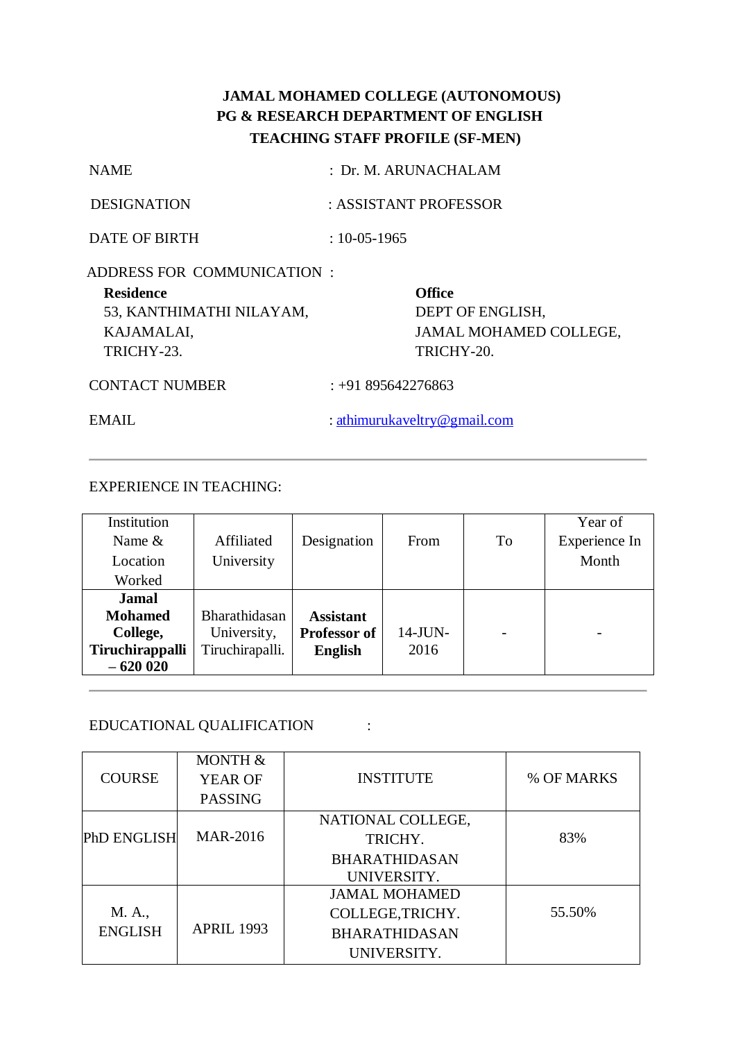**JAMAL MOHAMED COLLEGE (AUTONOMOUS)**
**PG & RESEARCH DEPARTMENT OF ENGLISH**
**TEACHING STAFF PROFILE (SF-MEN)**

NAME : Dr. M. ARUNACHALAM

DESIGNATION : ASSISTANT PROFESSOR

DATE OF BIRTH : 10-05-1965

ADDRESS FOR COMMUNICATION :

**Residence**
53, KANTHIMATHI NILAYAM,
KAJAMALAI,
TRICHY-23.

**Office**
DEPT OF ENGLISH,
JAMAL MOHAMED COLLEGE,
TRICHY-20.

CONTACT NUMBER : +91 895642276863

EMAIL : athimurukaveltry@gmail.com

---

EXPERIENCE IN TEACHING:

| Institution Name & Location Worked | Affiliated University | Designation | From | To | Year of Experience In Month |
|---|---|---|---|---|---|
| **Jamal Mohamed College, Tiruchirappalli – 620 020** | Bharathidasan University, Tiruchirapalli. | **Assistant Professor of English** | 14-JUN-2016 | - | - |

---

EDUCATIONAL QUALIFICATION :

| COURSE | MONTH & YEAR OF PASSING | INSTITUTE | % OF MARKS |
|---|---|---|---|
| PhD ENGLISH | MAR-2016 | NATIONAL COLLEGE, TRICHY. BHARATHIDASAN UNIVERSITY. | 83% |
| M. A., ENGLISH | APRIL 1993 | JAMAL MOHAMED COLLEGE,TRICHY. BHARATHIDASAN UNIVERSITY. | 55.50% |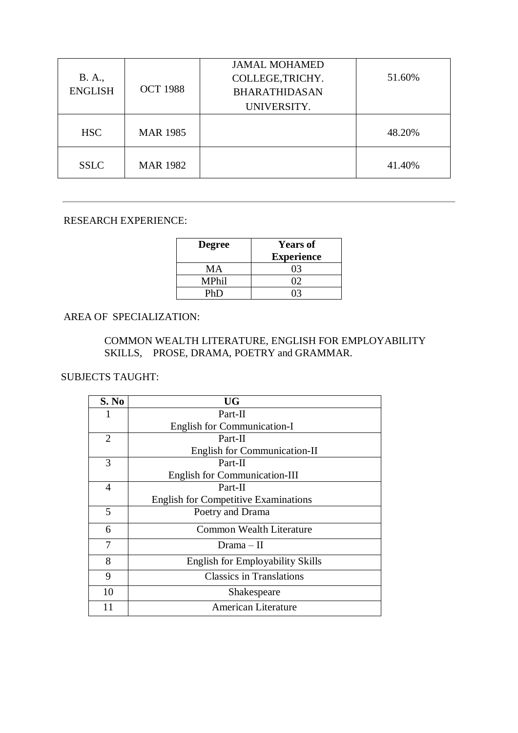| | | | |
|---|---|---|---|
| B. A., ENGLISH | OCT 1988 | JAMAL MOHAMED COLLEGE,TRICHY. BHARATHIDASAN UNIVERSITY. | 51.60% |
| HSC | MAR 1985 | | 48.20% |
| SSLC | MAR 1982 | | 41.40% |

---

RESEARCH EXPERIENCE:

| Degree | Years of Experience |
|---|---|
| MA | 03 |
| MPhil | 02 |
| PhD | 03 |

AREA OF SPECIALIZATION:

COMMON WEALTH LITERATURE, ENGLISH FOR EMPLOYABILITY SKILLS, PROSE, DRAMA, POETRY and GRAMMAR.

SUBJECTS TAUGHT:

| S. No | UG |
|---|---|
| 1 | Part-II English for Communication-I |
| 2 | Part-II English for Communication-II |
| 3 | Part-II English for Communication-III |
| 4 | Part-II English for Competitive Examinations |
| 5 | Poetry and Drama |
| 6 | Common Wealth Literature |
| 7 | Drama – II |
| 8 | English for Employability Skills |
| 9 | Classics in Translations |
| 10 | Shakespeare |
| 11 | American Literature |